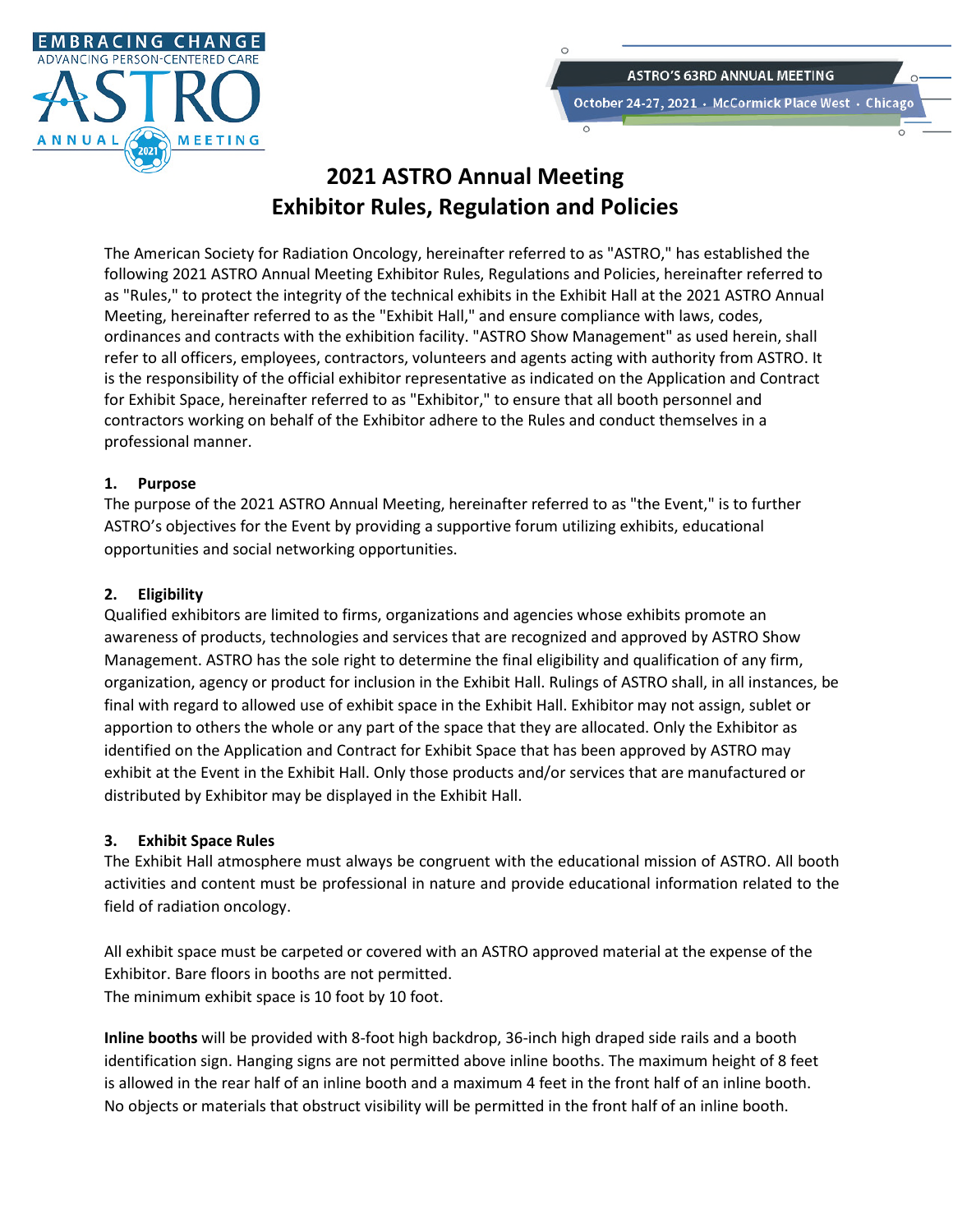# 2021 ASTRO Annual Meeting
# Exhibitor Rules, Regulation and Policies

The American Society for Radiation Oncology, hereinafter referred to as "ASTRO," has established the following 2021 ASTRO Annual Meeting Exhibitor Rules, Regulations and Policies, hereinafter referred to as "Rules," to protect the integrity of the technical exhibits in the Exhibit Hall at the 2021 ASTRO Annual Meeting, hereinafter referred to as the "Exhibit Hall," and ensure compliance with laws, codes, ordinances and contracts with the exhibition facility. "ASTRO Show Management" as used herein, shall refer to all officers, employees, contractors, volunteers and agents acting with authority from ASTRO. It is the responsibility of the official exhibitor representative as indicated on the Application and Contract for Exhibit Space, hereinafter referred to as "Exhibitor," to ensure that all booth personnel and contractors working on behalf of the Exhibitor adhere to the Rules and conduct themselves in a professional manner.

## 1. Purpose

The purpose of the 2021 ASTRO Annual Meeting, hereinafter referred to as "the Event," is to further ASTRO's objectives for the Event by providing a supportive forum utilizing exhibits, educational opportunities and social networking opportunities.

## 2. Eligibility

Qualified exhibitors are limited to firms, organizations and agencies whose exhibits promote an awareness of products, technologies and services that are recognized and approved by ASTRO Show Management. ASTRO has the sole right to determine the final eligibility and qualification of any firm, organization, agency or product for inclusion in the Exhibit Hall. Rulings of ASTRO shall, in all instances, be final with regard to allowed use of exhibit space in the Exhibit Hall. Exhibitor may not assign, sublet or apportion to others the whole or any part of the space that they are allocated. Only the Exhibitor as identified on the Application and Contract for Exhibit Space that has been approved by ASTRO may exhibit at the Event in the Exhibit Hall. Only those products and/or services that are manufactured or distributed by Exhibitor may be displayed in the Exhibit Hall.

## 3. Exhibit Space Rules

The Exhibit Hall atmosphere must always be congruent with the educational mission of ASTRO. All booth activities and content must be professional in nature and provide educational information related to the field of radiation oncology.

All exhibit space must be carpeted or covered with an ASTRO approved material at the expense of the Exhibitor. Bare floors in booths are not permitted.
The minimum exhibit space is 10 foot by 10 foot.

**Inline booths** will be provided with 8-foot high backdrop, 36-inch high draped side rails and a booth identification sign. Hanging signs are not permitted above inline booths. The maximum height of 8 feet is allowed in the rear half of an inline booth and a maximum 4 feet in the front half of an inline booth. No objects or materials that obstruct visibility will be permitted in the front half of an inline booth.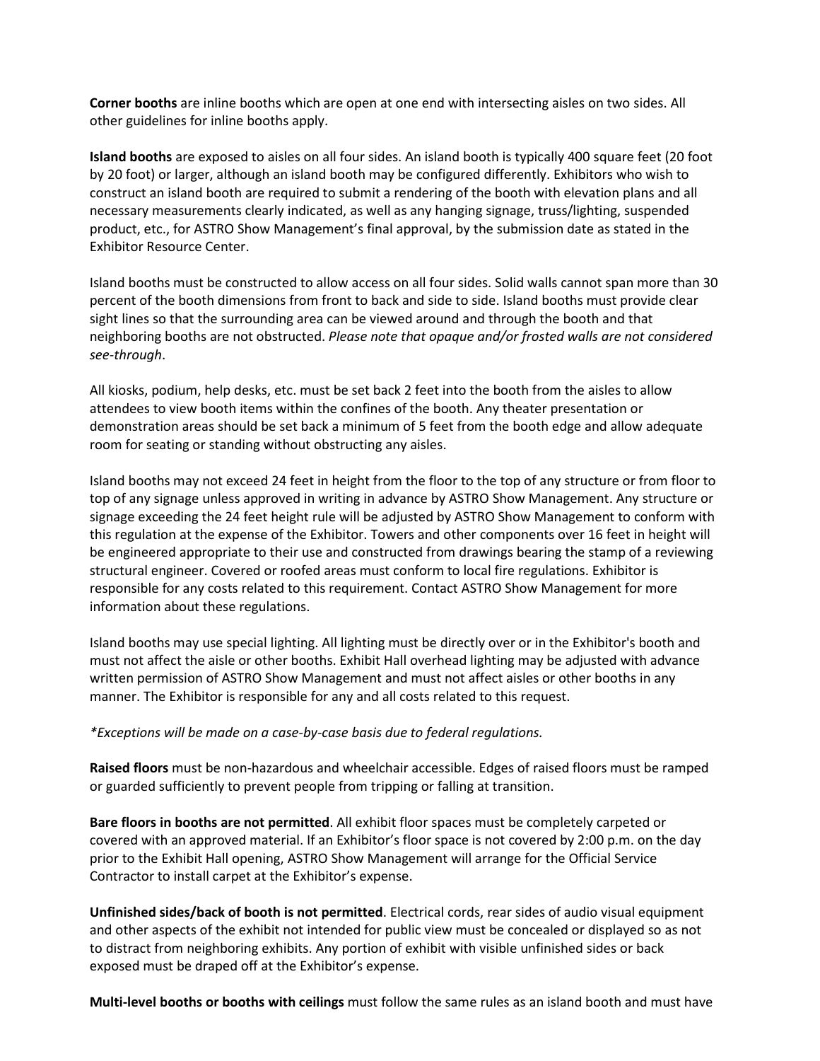**Corner booths** are inline booths which are open at one end with intersecting aisles on two sides. All other guidelines for inline booths apply.

**Island booths** are exposed to aisles on all four sides. An island booth is typically 400 square feet (20 foot by 20 foot) or larger, although an island booth may be configured differently. Exhibitors who wish to construct an island booth are required to submit a rendering of the booth with elevation plans and all necessary measurements clearly indicated, as well as any hanging signage, truss/lighting, suspended product, etc., for ASTRO Show Management's final approval, by the submission date as stated in the Exhibitor Resource Center.

Island booths must be constructed to allow access on all four sides. Solid walls cannot span more than 30 percent of the booth dimensions from front to back and side to side. Island booths must provide clear sight lines so that the surrounding area can be viewed around and through the booth and that neighboring booths are not obstructed. *Please note that opaque and/or frosted walls are not considered see-through*.

All kiosks, podium, help desks, etc. must be set back 2 feet into the booth from the aisles to allow attendees to view booth items within the confines of the booth. Any theater presentation or demonstration areas should be set back a minimum of 5 feet from the booth edge and allow adequate room for seating or standing without obstructing any aisles.

Island booths may not exceed 24 feet in height from the floor to the top of any structure or from floor to top of any signage unless approved in writing in advance by ASTRO Show Management. Any structure or signage exceeding the 24 feet height rule will be adjusted by ASTRO Show Management to conform with this regulation at the expense of the Exhibitor. Towers and other components over 16 feet in height will be engineered appropriate to their use and constructed from drawings bearing the stamp of a reviewing structural engineer. Covered or roofed areas must conform to local fire regulations. Exhibitor is responsible for any costs related to this requirement. Contact ASTRO Show Management for more information about these regulations.

Island booths may use special lighting. All lighting must be directly over or in the Exhibitor's booth and must not affect the aisle or other booths. Exhibit Hall overhead lighting may be adjusted with advance written permission of ASTRO Show Management and must not affect aisles or other booths in any manner. The Exhibitor is responsible for any and all costs related to this request.

**Exceptions will be made on a case-by-case basis due to federal regulations.*

**Raised floors** must be non-hazardous and wheelchair accessible. Edges of raised floors must be ramped or guarded sufficiently to prevent people from tripping or falling at transition.

**Bare floors in booths are not permitted**. All exhibit floor spaces must be completely carpeted or covered with an approved material. If an Exhibitor's floor space is not covered by 2:00 p.m. on the day prior to the Exhibit Hall opening, ASTRO Show Management will arrange for the Official Service Contractor to install carpet at the Exhibitor's expense.

**Unfinished sides/back of booth is not permitted**. Electrical cords, rear sides of audio visual equipment and other aspects of the exhibit not intended for public view must be concealed or displayed so as not to distract from neighboring exhibits. Any portion of exhibit with visible unfinished sides or back exposed must be draped off at the Exhibitor's expense.

**Multi-level booths or booths with ceilings** must follow the same rules as an island booth and must have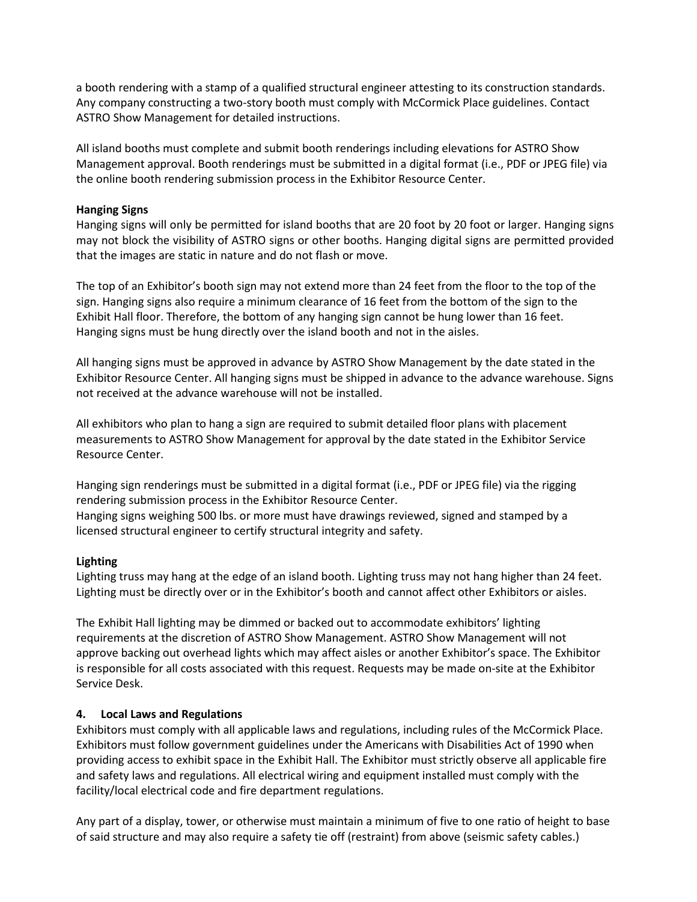a booth rendering with a stamp of a qualified structural engineer attesting to its construction standards. Any company constructing a two-story booth must comply with McCormick Place guidelines. Contact ASTRO Show Management for detailed instructions.

All island booths must complete and submit booth renderings including elevations for ASTRO Show Management approval. Booth renderings must be submitted in a digital format (i.e., PDF or JPEG file) via the online booth rendering submission process in the Exhibitor Resource Center.

**Hanging Signs**

Hanging signs will only be permitted for island booths that are 20 foot by 20 foot or larger. Hanging signs may not block the visibility of ASTRO signs or other booths. Hanging digital signs are permitted provided that the images are static in nature and do not flash or move.

The top of an Exhibitor's booth sign may not extend more than 24 feet from the floor to the top of the sign. Hanging signs also require a minimum clearance of 16 feet from the bottom of the sign to the Exhibit Hall floor. Therefore, the bottom of any hanging sign cannot be hung lower than 16 feet. Hanging signs must be hung directly over the island booth and not in the aisles.

All hanging signs must be approved in advance by ASTRO Show Management by the date stated in the Exhibitor Resource Center. All hanging signs must be shipped in advance to the advance warehouse. Signs not received at the advance warehouse will not be installed.

All exhibitors who plan to hang a sign are required to submit detailed floor plans with placement measurements to ASTRO Show Management for approval by the date stated in the Exhibitor Service Resource Center.

Hanging sign renderings must be submitted in a digital format (i.e., PDF or JPEG file) via the rigging rendering submission process in the Exhibitor Resource Center.
Hanging signs weighing 500 lbs. or more must have drawings reviewed, signed and stamped by a licensed structural engineer to certify structural integrity and safety.

**Lighting**

Lighting truss may hang at the edge of an island booth. Lighting truss may not hang higher than 24 feet. Lighting must be directly over or in the Exhibitor's booth and cannot affect other Exhibitors or aisles.

The Exhibit Hall lighting may be dimmed or backed out to accommodate exhibitors' lighting requirements at the discretion of ASTRO Show Management. ASTRO Show Management will not approve backing out overhead lights which may affect aisles or another Exhibitor's space. The Exhibitor is responsible for all costs associated with this request. Requests may be made on-site at the Exhibitor Service Desk.

## 4. Local Laws and Regulations

Exhibitors must comply with all applicable laws and regulations, including rules of the McCormick Place. Exhibitors must follow government guidelines under the Americans with Disabilities Act of 1990 when providing access to exhibit space in the Exhibit Hall. The Exhibitor must strictly observe all applicable fire and safety laws and regulations. All electrical wiring and equipment installed must comply with the facility/local electrical code and fire department regulations.

Any part of a display, tower, or otherwise must maintain a minimum of five to one ratio of height to base of said structure and may also require a safety tie off (restraint) from above (seismic safety cables.)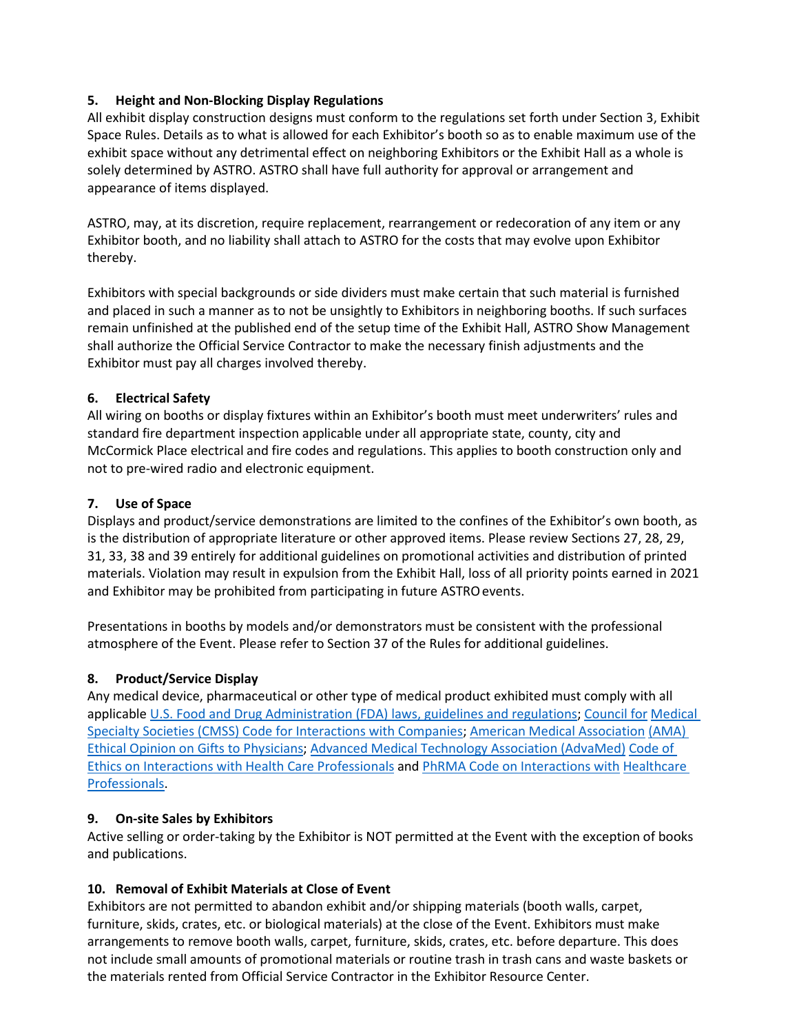### 5. Height and Non-Blocking Display Regulations

All exhibit display construction designs must conform to the regulations set forth under Section 3, Exhibit Space Rules. Details as to what is allowed for each Exhibitor's booth so as to enable maximum use of the exhibit space without any detrimental effect on neighboring Exhibitors or the Exhibit Hall as a whole is solely determined by ASTRO. ASTRO shall have full authority for approval or arrangement and appearance of items displayed.

ASTRO, may, at its discretion, require replacement, rearrangement or redecoration of any item or any Exhibitor booth, and no liability shall attach to ASTRO for the costs that may evolve upon Exhibitor thereby.

Exhibitors with special backgrounds or side dividers must make certain that such material is furnished and placed in such a manner as to not be unsightly to Exhibitors in neighboring booths. If such surfaces remain unfinished at the published end of the setup time of the Exhibit Hall, ASTRO Show Management shall authorize the Official Service Contractor to make the necessary finish adjustments and the Exhibitor must pay all charges involved thereby.

### 6. Electrical Safety

All wiring on booths or display fixtures within an Exhibitor's booth must meet underwriters' rules and standard fire department inspection applicable under all appropriate state, county, city and McCormick Place electrical and fire codes and regulations. This applies to booth construction only and not to pre-wired radio and electronic equipment.

### 7. Use of Space

Displays and product/service demonstrations are limited to the confines of the Exhibitor's own booth, as is the distribution of appropriate literature or other approved items. Please review Sections 27, 28, 29, 31, 33, 38 and 39 entirely for additional guidelines on promotional activities and distribution of printed materials. Violation may result in expulsion from the Exhibit Hall, loss of all priority points earned in 2021 and Exhibitor may be prohibited from participating in future ASTRO events.

Presentations in booths by models and/or demonstrators must be consistent with the professional atmosphere of the Event. Please refer to Section 37 of the Rules for additional guidelines.

### 8. Product/Service Display

Any medical device, pharmaceutical or other type of medical product exhibited must comply with all applicable U.S. Food and Drug Administration (FDA) laws, guidelines and regulations; Council for Medical Specialty Societies (CMSS) Code for Interactions with Companies; American Medical Association (AMA) Ethical Opinion on Gifts to Physicians; Advanced Medical Technology Association (AdvaMed) Code of Ethics on Interactions with Health Care Professionals and PhRMA Code on Interactions with Healthcare Professionals.

### 9. On-site Sales by Exhibitors

Active selling or order-taking by the Exhibitor is NOT permitted at the Event with the exception of books and publications.

### 10. Removal of Exhibit Materials at Close of Event

Exhibitors are not permitted to abandon exhibit and/or shipping materials (booth walls, carpet, furniture, skids, crates, etc. or biological materials) at the close of the Event. Exhibitors must make arrangements to remove booth walls, carpet, furniture, skids, crates, etc. before departure. This does not include small amounts of promotional materials or routine trash in trash cans and waste baskets or the materials rented from Official Service Contractor in the Exhibitor Resource Center.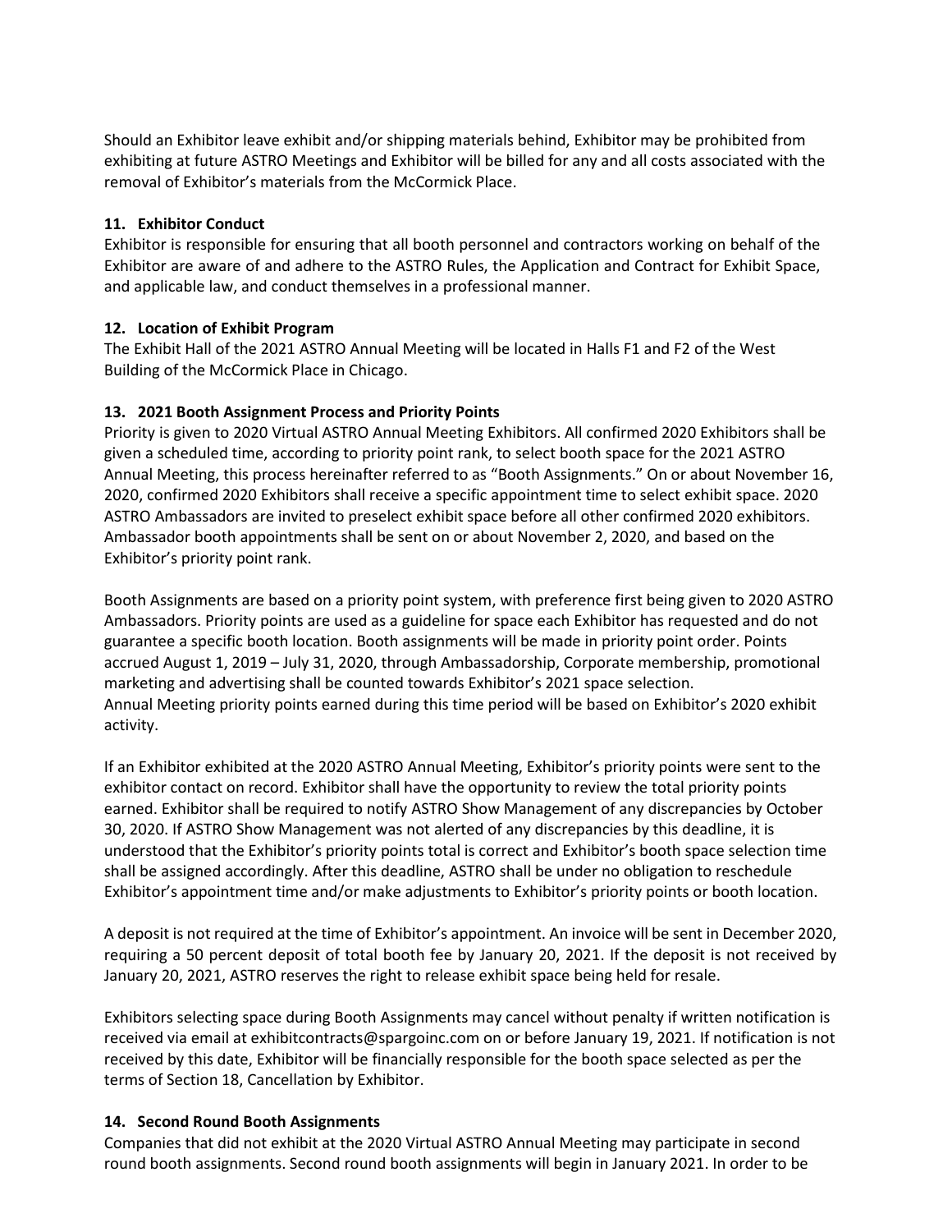Should an Exhibitor leave exhibit and/or shipping materials behind, Exhibitor may be prohibited from exhibiting at future ASTRO Meetings and Exhibitor will be billed for any and all costs associated with the removal of Exhibitor's materials from the McCormick Place.

### 11. Exhibitor Conduct

Exhibitor is responsible for ensuring that all booth personnel and contractors working on behalf of the Exhibitor are aware of and adhere to the ASTRO Rules, the Application and Contract for Exhibit Space, and applicable law, and conduct themselves in a professional manner.

### 12. Location of Exhibit Program

The Exhibit Hall of the 2021 ASTRO Annual Meeting will be located in Halls F1 and F2 of the West Building of the McCormick Place in Chicago.

### 13. 2021 Booth Assignment Process and Priority Points

Priority is given to 2020 Virtual ASTRO Annual Meeting Exhibitors. All confirmed 2020 Exhibitors shall be given a scheduled time, according to priority point rank, to select booth space for the 2021 ASTRO Annual Meeting, this process hereinafter referred to as "Booth Assignments." On or about November 16, 2020, confirmed 2020 Exhibitors shall receive a specific appointment time to select exhibit space. 2020 ASTRO Ambassadors are invited to preselect exhibit space before all other confirmed 2020 exhibitors. Ambassador booth appointments shall be sent on or about November 2, 2020, and based on the Exhibitor's priority point rank.

Booth Assignments are based on a priority point system, with preference first being given to 2020 ASTRO Ambassadors. Priority points are used as a guideline for space each Exhibitor has requested and do not guarantee a specific booth location. Booth assignments will be made in priority point order. Points accrued August 1, 2019 – July 31, 2020, through Ambassadorship, Corporate membership, promotional marketing and advertising shall be counted towards Exhibitor's 2021 space selection.
Annual Meeting priority points earned during this time period will be based on Exhibitor's 2020 exhibit activity.

If an Exhibitor exhibited at the 2020 ASTRO Annual Meeting, Exhibitor's priority points were sent to the exhibitor contact on record. Exhibitor shall have the opportunity to review the total priority points earned. Exhibitor shall be required to notify ASTRO Show Management of any discrepancies by October 30, 2020. If ASTRO Show Management was not alerted of any discrepancies by this deadline, it is understood that the Exhibitor's priority points total is correct and Exhibitor's booth space selection time shall be assigned accordingly. After this deadline, ASTRO shall be under no obligation to reschedule Exhibitor's appointment time and/or make adjustments to Exhibitor's priority points or booth location.

A deposit is not required at the time of Exhibitor's appointment. An invoice will be sent in December 2020, requiring a 50 percent deposit of total booth fee by January 20, 2021. If the deposit is not received by January 20, 2021, ASTRO reserves the right to release exhibit space being held for resale.

Exhibitors selecting space during Booth Assignments may cancel without penalty if written notification is received via email at exhibitcontracts@spargoinc.com on or before January 19, 2021. If notification is not received by this date, Exhibitor will be financially responsible for the booth space selected as per the terms of Section 18, Cancellation by Exhibitor.

### 14. Second Round Booth Assignments

Companies that did not exhibit at the 2020 Virtual ASTRO Annual Meeting may participate in second round booth assignments. Second round booth assignments will begin in January 2021. In order to be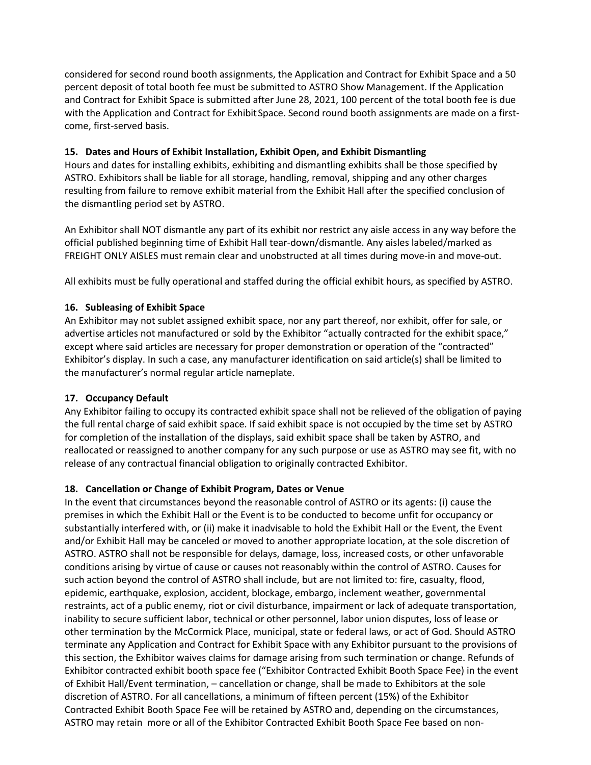considered for second round booth assignments, the Application and Contract for Exhibit Space and a 50 percent deposit of total booth fee must be submitted to ASTRO Show Management. If the Application and Contract for Exhibit Space is submitted after June 28, 2021, 100 percent of the total booth fee is due with the Application and Contract for Exhibit Space. Second round booth assignments are made on a first-come, first-served basis.

### 15. Dates and Hours of Exhibit Installation, Exhibit Open, and Exhibit Dismantling

Hours and dates for installing exhibits, exhibiting and dismantling exhibits shall be those specified by ASTRO. Exhibitors shall be liable for all storage, handling, removal, shipping and any other charges resulting from failure to remove exhibit material from the Exhibit Hall after the specified conclusion of the dismantling period set by ASTRO.

An Exhibitor shall NOT dismantle any part of its exhibit nor restrict any aisle access in any way before the official published beginning time of Exhibit Hall tear-down/dismantle. Any aisles labeled/marked as FREIGHT ONLY AISLES must remain clear and unobstructed at all times during move-in and move-out.

All exhibits must be fully operational and staffed during the official exhibit hours, as specified by ASTRO.

### 16. Subleasing of Exhibit Space

An Exhibitor may not sublet assigned exhibit space, nor any part thereof, nor exhibit, offer for sale, or advertise articles not manufactured or sold by the Exhibitor "actually contracted for the exhibit space," except where said articles are necessary for proper demonstration or operation of the "contracted" Exhibitor's display. In such a case, any manufacturer identification on said article(s) shall be limited to the manufacturer's normal regular article nameplate.

### 17. Occupancy Default

Any Exhibitor failing to occupy its contracted exhibit space shall not be relieved of the obligation of paying the full rental charge of said exhibit space. If said exhibit space is not occupied by the time set by ASTRO for completion of the installation of the displays, said exhibit space shall be taken by ASTRO, and reallocated or reassigned to another company for any such purpose or use as ASTRO may see fit, with no release of any contractual financial obligation to originally contracted Exhibitor.

### 18. Cancellation or Change of Exhibit Program, Dates or Venue

In the event that circumstances beyond the reasonable control of ASTRO or its agents: (i) cause the premises in which the Exhibit Hall or the Event is to be conducted to become unfit for occupancy or substantially interfered with, or (ii) make it inadvisable to hold the Exhibit Hall or the Event, the Event and/or Exhibit Hall may be canceled or moved to another appropriate location, at the sole discretion of ASTRO. ASTRO shall not be responsible for delays, damage, loss, increased costs, or other unfavorable conditions arising by virtue of cause or causes not reasonably within the control of ASTRO. Causes for such action beyond the control of ASTRO shall include, but are not limited to: fire, casualty, flood, epidemic, earthquake, explosion, accident, blockage, embargo, inclement weather, governmental restraints, act of a public enemy, riot or civil disturbance, impairment or lack of adequate transportation, inability to secure sufficient labor, technical or other personnel, labor union disputes, loss of lease or other termination by the McCormick Place, municipal, state or federal laws, or act of God. Should ASTRO terminate any Application and Contract for Exhibit Space with any Exhibitor pursuant to the provisions of this section, the Exhibitor waives claims for damage arising from such termination or change. Refunds of Exhibitor contracted exhibit booth space fee ("Exhibitor Contracted Exhibit Booth Space Fee) in the event of Exhibit Hall/Event termination, – cancellation or change, shall be made to Exhibitors at the sole discretion of ASTRO. For all cancellations, a minimum of fifteen percent (15%) of the Exhibitor Contracted Exhibit Booth Space Fee will be retained by ASTRO and, depending on the circumstances, ASTRO may retain more or all of the Exhibitor Contracted Exhibit Booth Space Fee based on non-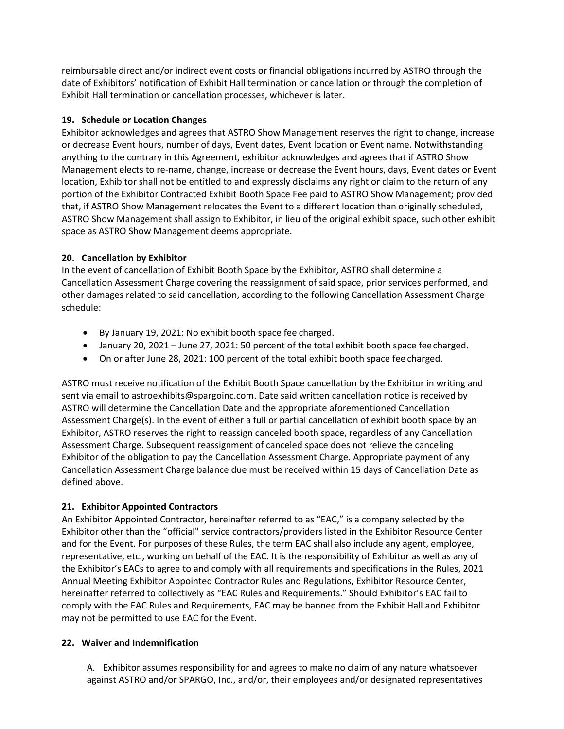reimbursable direct and/or indirect event costs or financial obligations incurred by ASTRO through the date of Exhibitors' notification of Exhibit Hall termination or cancellation or through the completion of Exhibit Hall termination or cancellation processes, whichever is later.

**19. Schedule or Location Changes**

Exhibitor acknowledges and agrees that ASTRO Show Management reserves the right to change, increase or decrease Event hours, number of days, Event dates, Event location or Event name. Notwithstanding anything to the contrary in this Agreement, exhibitor acknowledges and agrees that if ASTRO Show Management elects to re-name, change, increase or decrease the Event hours, days, Event dates or Event location, Exhibitor shall not be entitled to and expressly disclaims any right or claim to the return of any portion of the Exhibitor Contracted Exhibit Booth Space Fee paid to ASTRO Show Management; provided that, if ASTRO Show Management relocates the Event to a different location than originally scheduled, ASTRO Show Management shall assign to Exhibitor, in lieu of the original exhibit space, such other exhibit space as ASTRO Show Management deems appropriate.

**20. Cancellation by Exhibitor**

In the event of cancellation of Exhibit Booth Space by the Exhibitor, ASTRO shall determine a Cancellation Assessment Charge covering the reassignment of said space, prior services performed, and other damages related to said cancellation, according to the following Cancellation Assessment Charge schedule:

- By January 19, 2021: No exhibit booth space fee charged.
- January 20, 2021 – June 27, 2021: 50 percent of the total exhibit booth space fee charged.
- On or after June 28, 2021: 100 percent of the total exhibit booth space fee charged.

ASTRO must receive notification of the Exhibit Booth Space cancellation by the Exhibitor in writing and sent via email to astroexhibits@spargoinc.com. Date said written cancellation notice is received by ASTRO will determine the Cancellation Date and the appropriate aforementioned Cancellation Assessment Charge(s). In the event of either a full or partial cancellation of exhibit booth space by an Exhibitor, ASTRO reserves the right to reassign canceled booth space, regardless of any Cancellation Assessment Charge. Subsequent reassignment of canceled space does not relieve the canceling Exhibitor of the obligation to pay the Cancellation Assessment Charge. Appropriate payment of any Cancellation Assessment Charge balance due must be received within 15 days of Cancellation Date as defined above.

**21. Exhibitor Appointed Contractors**

An Exhibitor Appointed Contractor, hereinafter referred to as "EAC," is a company selected by the Exhibitor other than the "official" service contractors/providers listed in the Exhibitor Resource Center and for the Event. For purposes of these Rules, the term EAC shall also include any agent, employee, representative, etc., working on behalf of the EAC. It is the responsibility of Exhibitor as well as any of the Exhibitor's EACs to agree to and comply with all requirements and specifications in the Rules, 2021 Annual Meeting Exhibitor Appointed Contractor Rules and Regulations, Exhibitor Resource Center, hereinafter referred to collectively as "EAC Rules and Requirements." Should Exhibitor's EAC fail to comply with the EAC Rules and Requirements, EAC may be banned from the Exhibit Hall and Exhibitor may not be permitted to use EAC for the Event.

**22. Waiver and Indemnification**

A. Exhibitor assumes responsibility for and agrees to make no claim of any nature whatsoever against ASTRO and/or SPARGO, Inc., and/or, their employees and/or designated representatives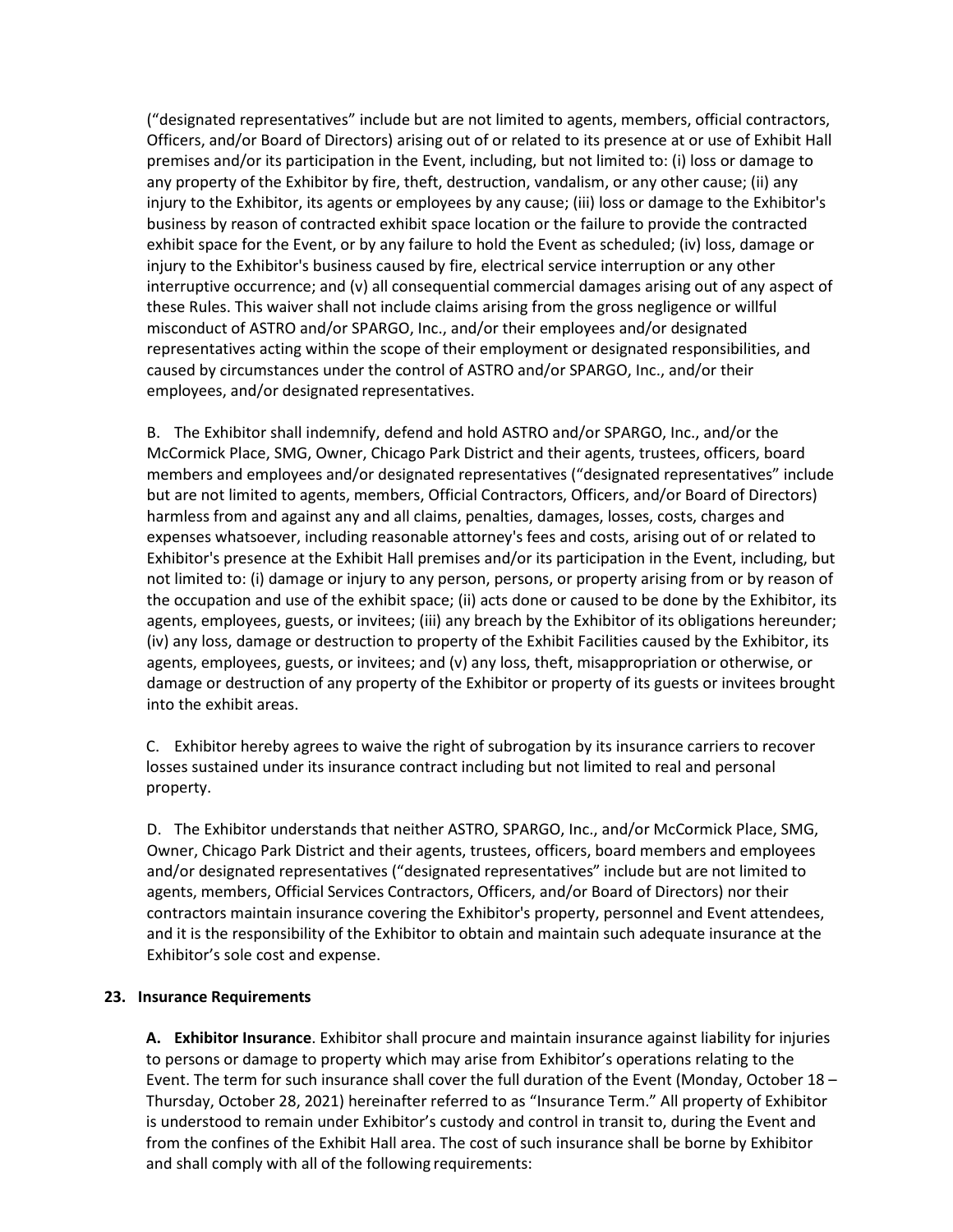(“designated representatives” include but are not limited to agents, members, official contractors, Officers, and/or Board of Directors) arising out of or related to its presence at or use of Exhibit Hall premises and/or its participation in the Event, including, but not limited to: (i) loss or damage to any property of the Exhibitor by fire, theft, destruction, vandalism, or any other cause; (ii) any injury to the Exhibitor, its agents or employees by any cause; (iii) loss or damage to the Exhibitor's business by reason of contracted exhibit space location or the failure to provide the contracted exhibit space for the Event, or by any failure to hold the Event as scheduled; (iv) loss, damage or injury to the Exhibitor's business caused by fire, electrical service interruption or any other interruptive occurrence; and (v) all consequential commercial damages arising out of any aspect of these Rules. This waiver shall not include claims arising from the gross negligence or willful misconduct of ASTRO and/or SPARGO, Inc., and/or their employees and/or designated representatives acting within the scope of their employment or designated responsibilities, and caused by circumstances under the control of ASTRO and/or SPARGO, Inc., and/or their employees, and/or designated representatives.

B. The Exhibitor shall indemnify, defend and hold ASTRO and/or SPARGO, Inc., and/or the McCormick Place, SMG, Owner, Chicago Park District and their agents, trustees, officers, board members and employees and/or designated representatives (“designated representatives” include but are not limited to agents, members, Official Contractors, Officers, and/or Board of Directors) harmless from and against any and all claims, penalties, damages, losses, costs, charges and expenses whatsoever, including reasonable attorney's fees and costs, arising out of or related to Exhibitor's presence at the Exhibit Hall premises and/or its participation in the Event, including, but not limited to: (i) damage or injury to any person, persons, or property arising from or by reason of the occupation and use of the exhibit space; (ii) acts done or caused to be done by the Exhibitor, its agents, employees, guests, or invitees; (iii) any breach by the Exhibitor of its obligations hereunder; (iv) any loss, damage or destruction to property of the Exhibit Facilities caused by the Exhibitor, its agents, employees, guests, or invitees; and (v) any loss, theft, misappropriation or otherwise, or damage or destruction of any property of the Exhibitor or property of its guests or invitees brought into the exhibit areas.

C. Exhibitor hereby agrees to waive the right of subrogation by its insurance carriers to recover losses sustained under its insurance contract including but not limited to real and personal property.

D. The Exhibitor understands that neither ASTRO, SPARGO, Inc., and/or McCormick Place, SMG, Owner, Chicago Park District and their agents, trustees, officers, board members and employees and/or designated representatives (“designated representatives” include but are not limited to agents, members, Official Services Contractors, Officers, and/or Board of Directors) nor their contractors maintain insurance covering the Exhibitor's property, personnel and Event attendees, and it is the responsibility of the Exhibitor to obtain and maintain such adequate insurance at the Exhibitor’s sole cost and expense.

## 23. Insurance Requirements

**A. Exhibitor Insurance**. Exhibitor shall procure and maintain insurance against liability for injuries to persons or damage to property which may arise from Exhibitor’s operations relating to the Event. The term for such insurance shall cover the full duration of the Event (Monday, October 18 – Thursday, October 28, 2021) hereinafter referred to as “Insurance Term.” All property of Exhibitor is understood to remain under Exhibitor’s custody and control in transit to, during the Event and from the confines of the Exhibit Hall area. The cost of such insurance shall be borne by Exhibitor and shall comply with all of the following requirements: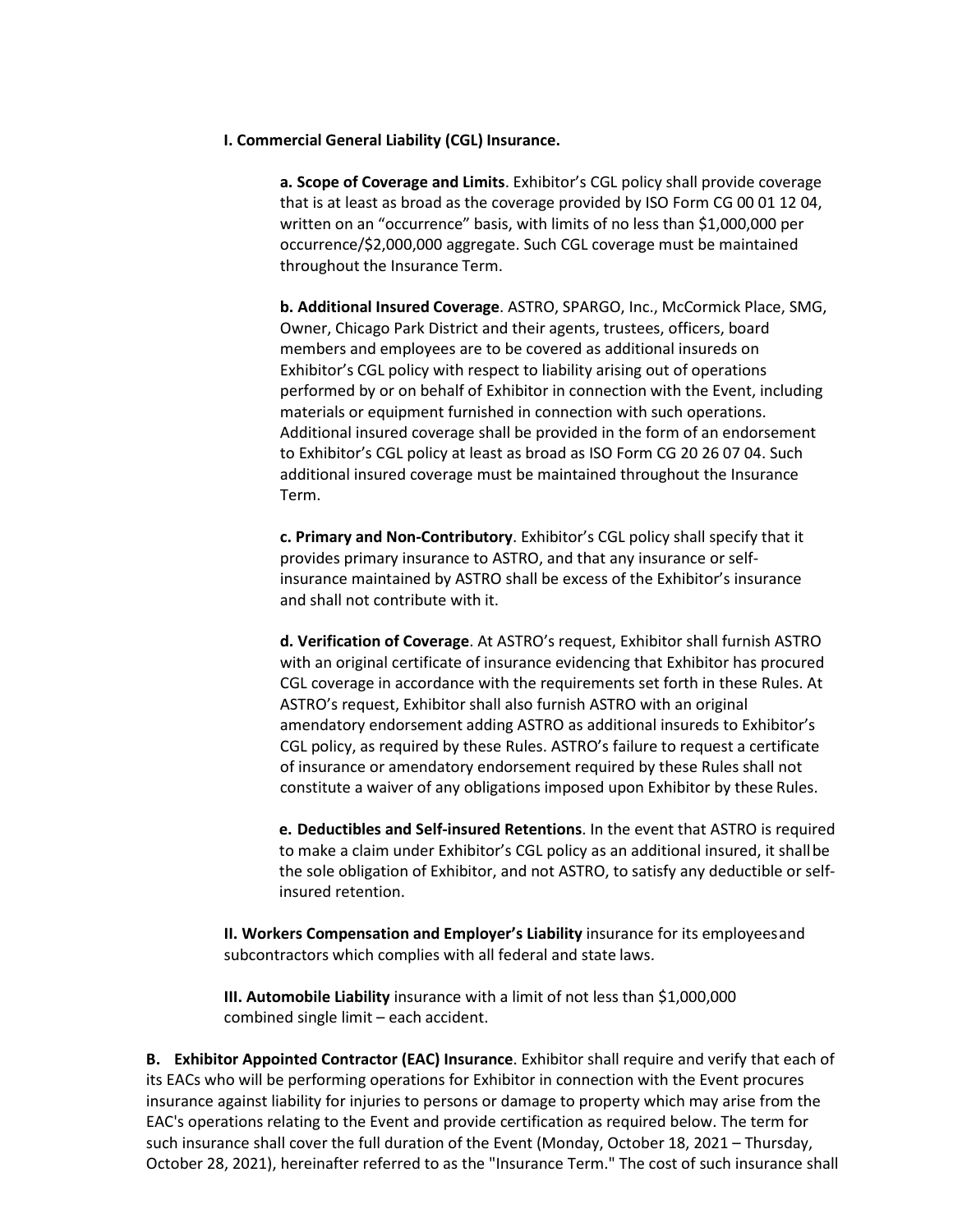**I. Commercial General Liability (CGL) Insurance.**

**a. Scope of Coverage and Limits**. Exhibitor's CGL policy shall provide coverage that is at least as broad as the coverage provided by ISO Form CG 00 01 12 04, written on an "occurrence" basis, with limits of no less than $1,000,000 per occurrence/$2,000,000 aggregate. Such CGL coverage must be maintained throughout the Insurance Term.

**b. Additional Insured Coverage**. ASTRO, SPARGO, Inc., McCormick Place, SMG, Owner, Chicago Park District and their agents, trustees, officers, board members and employees are to be covered as additional insureds on Exhibitor's CGL policy with respect to liability arising out of operations performed by or on behalf of Exhibitor in connection with the Event, including materials or equipment furnished in connection with such operations. Additional insured coverage shall be provided in the form of an endorsement to Exhibitor's CGL policy at least as broad as ISO Form CG 20 26 07 04. Such additional insured coverage must be maintained throughout the Insurance Term.

**c. Primary and Non-Contributory**. Exhibitor's CGL policy shall specify that it provides primary insurance to ASTRO, and that any insurance or self-insurance maintained by ASTRO shall be excess of the Exhibitor's insurance and shall not contribute with it.

**d. Verification of Coverage**. At ASTRO's request, Exhibitor shall furnish ASTRO with an original certificate of insurance evidencing that Exhibitor has procured CGL coverage in accordance with the requirements set forth in these Rules. At ASTRO's request, Exhibitor shall also furnish ASTRO with an original amendatory endorsement adding ASTRO as additional insureds to Exhibitor's CGL policy, as required by these Rules. ASTRO's failure to request a certificate of insurance or amendatory endorsement required by these Rules shall not constitute a waiver of any obligations imposed upon Exhibitor by these Rules.

**e. Deductibles and Self-insured Retentions**. In the event that ASTRO is required to make a claim under Exhibitor's CGL policy as an additional insured, it shall be the sole obligation of Exhibitor, and not ASTRO, to satisfy any deductible or self-insured retention.

**II. Workers Compensation and Employer's Liability** insurance for its employees and subcontractors which complies with all federal and state laws.

**III. Automobile Liability** insurance with a limit of not less than $1,000,000 combined single limit – each accident.

**B. Exhibitor Appointed Contractor (EAC) Insurance**. Exhibitor shall require and verify that each of its EACs who will be performing operations for Exhibitor in connection with the Event procures insurance against liability for injuries to persons or damage to property which may arise from the EAC's operations relating to the Event and provide certification as required below. The term for such insurance shall cover the full duration of the Event (Monday, October 18, 2021 – Thursday, October 28, 2021), hereinafter referred to as the "Insurance Term." The cost of such insurance shall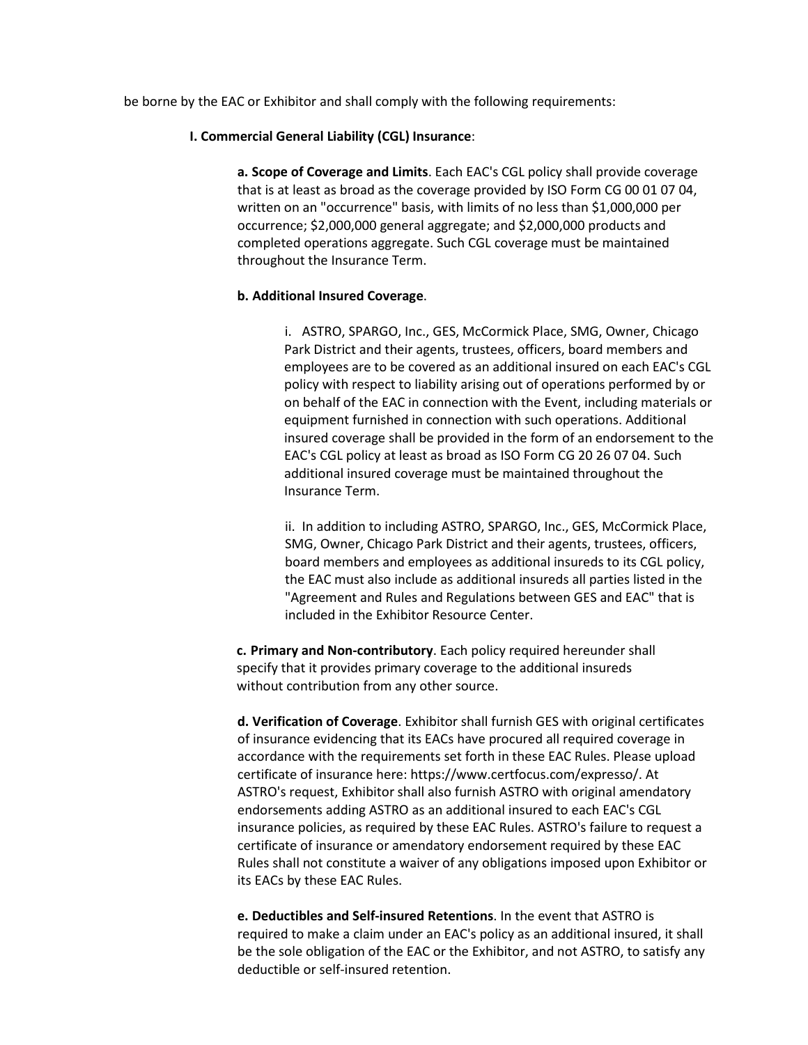be borne by the EAC or Exhibitor and shall comply with the following requirements:

**I. Commercial General Liability (CGL) Insurance**:

**a. Scope of Coverage and Limits**. Each EAC's CGL policy shall provide coverage that is at least as broad as the coverage provided by ISO Form CG 00 01 07 04, written on an "occurrence" basis, with limits of no less than $1,000,000 per occurrence; $2,000,000 general aggregate; and $2,000,000 products and completed operations aggregate. Such CGL coverage must be maintained throughout the Insurance Term.

**b. Additional Insured Coverage**.

i. ASTRO, SPARGO, Inc., GES, McCormick Place, SMG, Owner, Chicago Park District and their agents, trustees, officers, board members and employees are to be covered as an additional insured on each EAC's CGL policy with respect to liability arising out of operations performed by or on behalf of the EAC in connection with the Event, including materials or equipment furnished in connection with such operations. Additional insured coverage shall be provided in the form of an endorsement to the EAC's CGL policy at least as broad as ISO Form CG 20 26 07 04. Such additional insured coverage must be maintained throughout the Insurance Term.

ii. In addition to including ASTRO, SPARGO, Inc., GES, McCormick Place, SMG, Owner, Chicago Park District and their agents, trustees, officers, board members and employees as additional insureds to its CGL policy, the EAC must also include as additional insureds all parties listed in the "Agreement and Rules and Regulations between GES and EAC" that is included in the Exhibitor Resource Center.

**c. Primary and Non-contributory**. Each policy required hereunder shall specify that it provides primary coverage to the additional insureds without contribution from any other source.

**d. Verification of Coverage**. Exhibitor shall furnish GES with original certificates of insurance evidencing that its EACs have procured all required coverage in accordance with the requirements set forth in these EAC Rules. Please upload certificate of insurance here: https://www.certfocus.com/expresso/. At ASTRO's request, Exhibitor shall also furnish ASTRO with original amendatory endorsements adding ASTRO as an additional insured to each EAC's CGL insurance policies, as required by these EAC Rules. ASTRO's failure to request a certificate of insurance or amendatory endorsement required by these EAC Rules shall not constitute a waiver of any obligations imposed upon Exhibitor or its EACs by these EAC Rules.

**e. Deductibles and Self-insured Retentions**. In the event that ASTRO is required to make a claim under an EAC's policy as an additional insured, it shall be the sole obligation of the EAC or the Exhibitor, and not ASTRO, to satisfy any deductible or self-insured retention.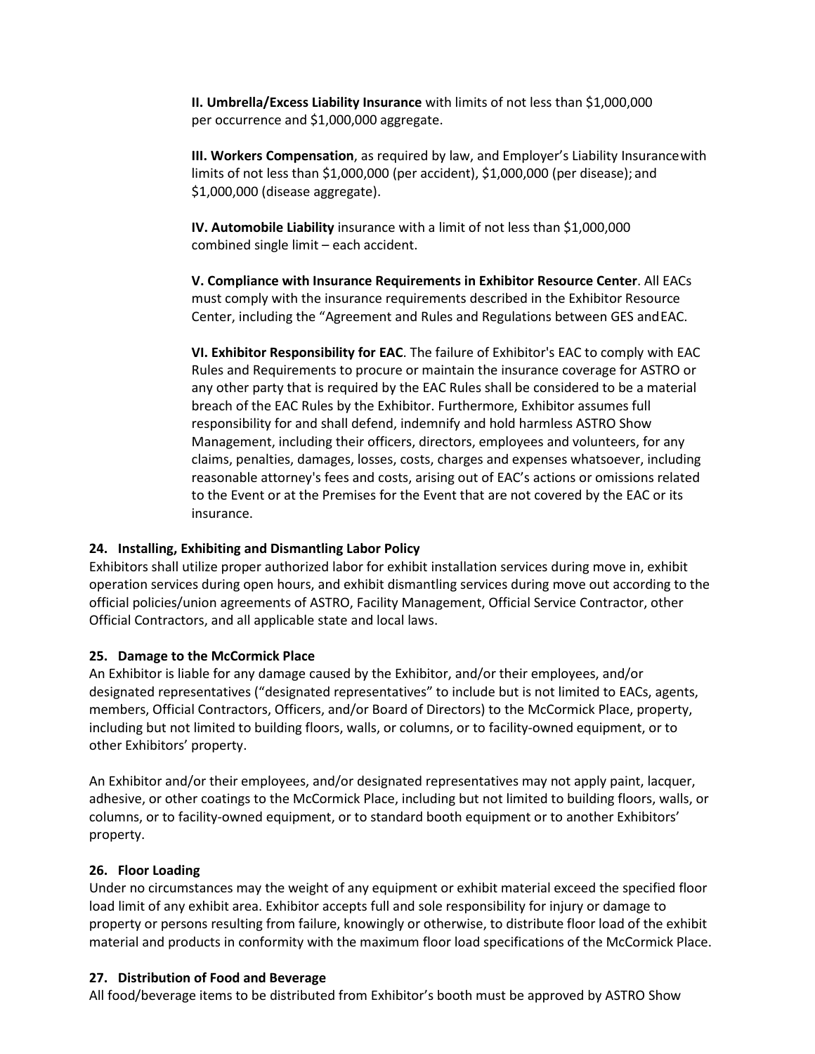**II. Umbrella/Excess Liability Insurance** with limits of not less than $1,000,000 per occurrence and $1,000,000 aggregate.

**III. Workers Compensation**, as required by law, and Employer's Liability Insurance with limits of not less than $1,000,000 (per accident), $1,000,000 (per disease); and $1,000,000 (disease aggregate).

**IV. Automobile Liability** insurance with a limit of not less than $1,000,000 combined single limit – each accident.

**V. Compliance with Insurance Requirements in Exhibitor Resource Center**. All EACs must comply with the insurance requirements described in the Exhibitor Resource Center, including the "Agreement and Rules and Regulations between GES and EAC.

**VI. Exhibitor Responsibility for EAC**. The failure of Exhibitor's EAC to comply with EAC Rules and Requirements to procure or maintain the insurance coverage for ASTRO or any other party that is required by the EAC Rules shall be considered to be a material breach of the EAC Rules by the Exhibitor. Furthermore, Exhibitor assumes full responsibility for and shall defend, indemnify and hold harmless ASTRO Show Management, including their officers, directors, employees and volunteers, for any claims, penalties, damages, losses, costs, charges and expenses whatsoever, including reasonable attorney's fees and costs, arising out of EAC's actions or omissions related to the Event or at the Premises for the Event that are not covered by the EAC or its insurance.

### 24. Installing, Exhibiting and Dismantling Labor Policy

Exhibitors shall utilize proper authorized labor for exhibit installation services during move in, exhibit operation services during open hours, and exhibit dismantling services during move out according to the official policies/union agreements of ASTRO, Facility Management, Official Service Contractor, other Official Contractors, and all applicable state and local laws.

### 25. Damage to the McCormick Place

An Exhibitor is liable for any damage caused by the Exhibitor, and/or their employees, and/or designated representatives ("designated representatives" to include but is not limited to EACs, agents, members, Official Contractors, Officers, and/or Board of Directors) to the McCormick Place, property, including but not limited to building floors, walls, or columns, or to facility-owned equipment, or to other Exhibitors' property.

An Exhibitor and/or their employees, and/or designated representatives may not apply paint, lacquer, adhesive, or other coatings to the McCormick Place, including but not limited to building floors, walls, or columns, or to facility-owned equipment, or to standard booth equipment or to another Exhibitors' property.

### 26. Floor Loading

Under no circumstances may the weight of any equipment or exhibit material exceed the specified floor load limit of any exhibit area. Exhibitor accepts full and sole responsibility for injury or damage to property or persons resulting from failure, knowingly or otherwise, to distribute floor load of the exhibit material and products in conformity with the maximum floor load specifications of the McCormick Place.

### 27. Distribution of Food and Beverage

All food/beverage items to be distributed from Exhibitor's booth must be approved by ASTRO Show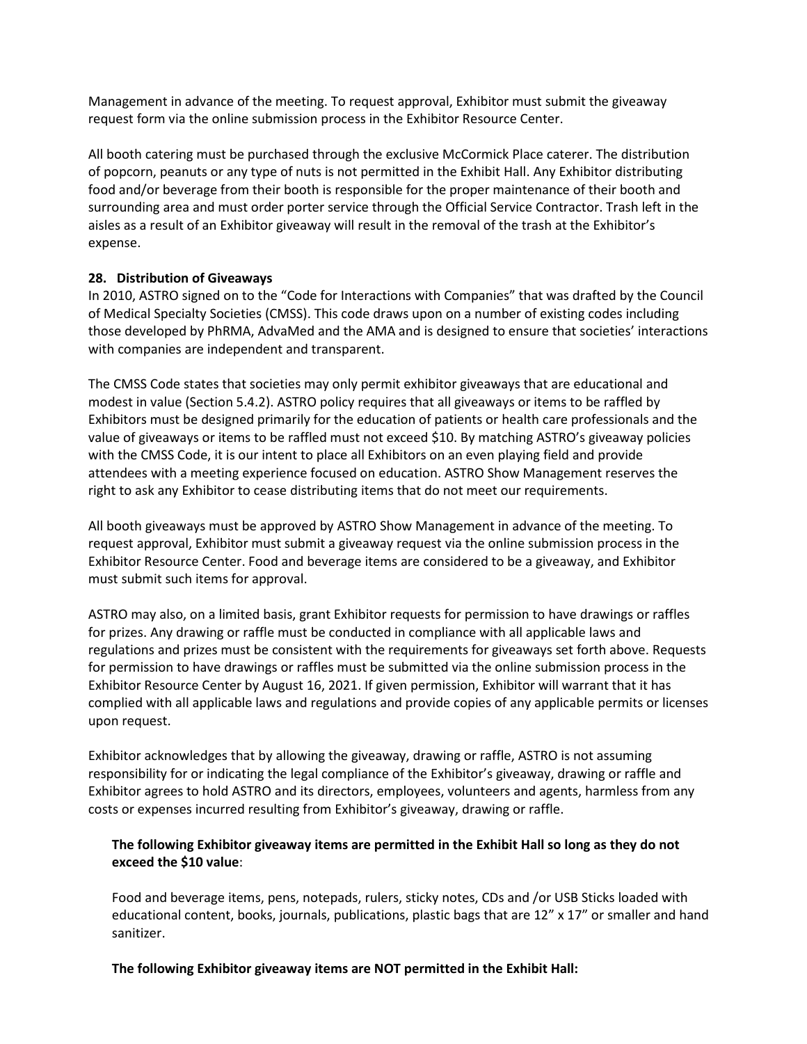Management in advance of the meeting. To request approval, Exhibitor must submit the giveaway request form via the online submission process in the Exhibitor Resource Center.

All booth catering must be purchased through the exclusive McCormick Place caterer. The distribution of popcorn, peanuts or any type of nuts is not permitted in the Exhibit Hall. Any Exhibitor distributing food and/or beverage from their booth is responsible for the proper maintenance of their booth and surrounding area and must order porter service through the Official Service Contractor. Trash left in the aisles as a result of an Exhibitor giveaway will result in the removal of the trash at the Exhibitor's expense.

**28. Distribution of Giveaways**

In 2010, ASTRO signed on to the "Code for Interactions with Companies" that was drafted by the Council of Medical Specialty Societies (CMSS). This code draws upon on a number of existing codes including those developed by PhRMA, AdvaMed and the AMA and is designed to ensure that societies' interactions with companies are independent and transparent.

The CMSS Code states that societies may only permit exhibitor giveaways that are educational and modest in value (Section 5.4.2). ASTRO policy requires that all giveaways or items to be raffled by Exhibitors must be designed primarily for the education of patients or health care professionals and the value of giveaways or items to be raffled must not exceed $10. By matching ASTRO's giveaway policies with the CMSS Code, it is our intent to place all Exhibitors on an even playing field and provide attendees with a meeting experience focused on education. ASTRO Show Management reserves the right to ask any Exhibitor to cease distributing items that do not meet our requirements.

All booth giveaways must be approved by ASTRO Show Management in advance of the meeting. To request approval, Exhibitor must submit a giveaway request via the online submission process in the Exhibitor Resource Center. Food and beverage items are considered to be a giveaway, and Exhibitor must submit such items for approval.

ASTRO may also, on a limited basis, grant Exhibitor requests for permission to have drawings or raffles for prizes. Any drawing or raffle must be conducted in compliance with all applicable laws and regulations and prizes must be consistent with the requirements for giveaways set forth above. Requests for permission to have drawings or raffles must be submitted via the online submission process in the Exhibitor Resource Center by August 16, 2021. If given permission, Exhibitor will warrant that it has complied with all applicable laws and regulations and provide copies of any applicable permits or licenses upon request.

Exhibitor acknowledges that by allowing the giveaway, drawing or raffle, ASTRO is not assuming responsibility for or indicating the legal compliance of the Exhibitor's giveaway, drawing or raffle and Exhibitor agrees to hold ASTRO and its directors, employees, volunteers and agents, harmless from any costs or expenses incurred resulting from Exhibitor's giveaway, drawing or raffle.

**The following Exhibitor giveaway items are permitted in the Exhibit Hall so long as they do not exceed the $10 value**:

Food and beverage items, pens, notepads, rulers, sticky notes, CDs and /or USB Sticks loaded with educational content, books, journals, publications, plastic bags that are 12" x 17" or smaller and hand sanitizer.

**The following Exhibitor giveaway items are NOT permitted in the Exhibit Hall:**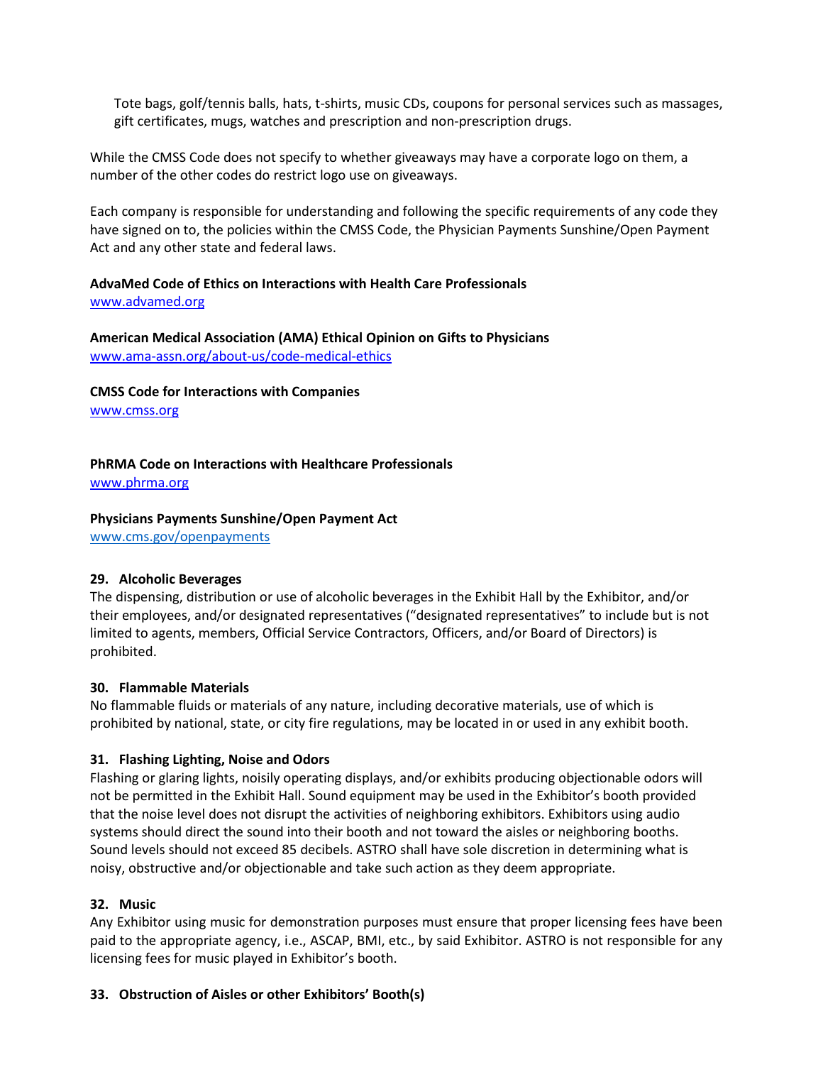Tote bags, golf/tennis balls, hats, t-shirts, music CDs, coupons for personal services such as massages, gift certificates, mugs, watches and prescription and non-prescription drugs.

While the CMSS Code does not specify to whether giveaways may have a corporate logo on them, a number of the other codes do restrict logo use on giveaways.

Each company is responsible for understanding and following the specific requirements of any code they have signed on to, the policies within the CMSS Code, the Physician Payments Sunshine/Open Payment Act and any other state and federal laws.

**AdvaMed Code of Ethics on Interactions with Health Care Professionals**
[www.advamed.org](www.advamed.org)

**American Medical Association (AMA) Ethical Opinion on Gifts to Physicians**
[www.ama-assn.org/about-us/code-medical-ethics](www.ama-assn.org/about-us/code-medical-ethics)

**CMSS Code for Interactions with Companies**
[www.cmss.org](www.cmss.org)

**PhRMA Code on Interactions with Healthcare Professionals**
[www.phrma.org](www.phrma.org)

**Physicians Payments Sunshine/Open Payment Act**
[www.cms.gov/openpayments](www.cms.gov/openpayments)

### 29. Alcoholic Beverages

The dispensing, distribution or use of alcoholic beverages in the Exhibit Hall by the Exhibitor, and/or their employees, and/or designated representatives ("designated representatives" to include but is not limited to agents, members, Official Service Contractors, Officers, and/or Board of Directors) is prohibited.

### 30. Flammable Materials

No flammable fluids or materials of any nature, including decorative materials, use of which is prohibited by national, state, or city fire regulations, may be located in or used in any exhibit booth.

### 31. Flashing Lighting, Noise and Odors

Flashing or glaring lights, noisily operating displays, and/or exhibits producing objectionable odors will not be permitted in the Exhibit Hall. Sound equipment may be used in the Exhibitor's booth provided that the noise level does not disrupt the activities of neighboring exhibitors. Exhibitors using audio systems should direct the sound into their booth and not toward the aisles or neighboring booths. Sound levels should not exceed 85 decibels. ASTRO shall have sole discretion in determining what is noisy, obstructive and/or objectionable and take such action as they deem appropriate.

### 32. Music

Any Exhibitor using music for demonstration purposes must ensure that proper licensing fees have been paid to the appropriate agency, i.e., ASCAP, BMI, etc., by said Exhibitor. ASTRO is not responsible for any licensing fees for music played in Exhibitor's booth.

### 33. Obstruction of Aisles or other Exhibitors' Booth(s)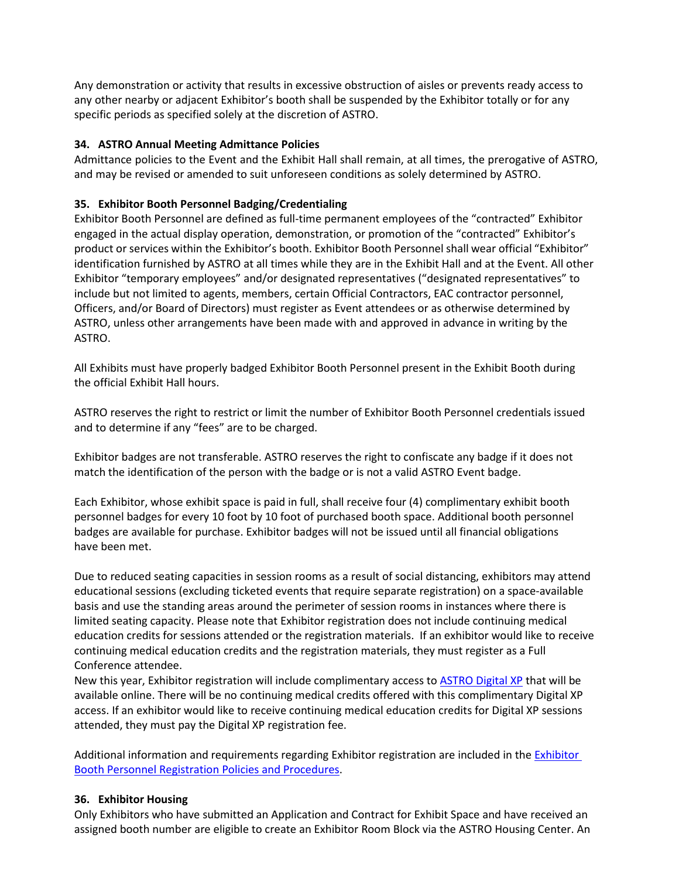Any demonstration or activity that results in excessive obstruction of aisles or prevents ready access to any other nearby or adjacent Exhibitor's booth shall be suspended by the Exhibitor totally or for any specific periods as specified solely at the discretion of ASTRO.

**34. ASTRO Annual Meeting Admittance Policies**

Admittance policies to the Event and the Exhibit Hall shall remain, at all times, the prerogative of ASTRO, and may be revised or amended to suit unforeseen conditions as solely determined by ASTRO.

**35. Exhibitor Booth Personnel Badging/Credentialing**

Exhibitor Booth Personnel are defined as full-time permanent employees of the "contracted" Exhibitor engaged in the actual display operation, demonstration, or promotion of the "contracted" Exhibitor's product or services within the Exhibitor's booth. Exhibitor Booth Personnel shall wear official "Exhibitor" identification furnished by ASTRO at all times while they are in the Exhibit Hall and at the Event. All other Exhibitor "temporary employees" and/or designated representatives ("designated representatives" to include but not limited to agents, members, certain Official Contractors, EAC contractor personnel, Officers, and/or Board of Directors) must register as Event attendees or as otherwise determined by ASTRO, unless other arrangements have been made with and approved in advance in writing by the ASTRO.

All Exhibits must have properly badged Exhibitor Booth Personnel present in the Exhibit Booth during the official Exhibit Hall hours.

ASTRO reserves the right to restrict or limit the number of Exhibitor Booth Personnel credentials issued and to determine if any "fees" are to be charged.

Exhibitor badges are not transferable. ASTRO reserves the right to confiscate any badge if it does not match the identification of the person with the badge or is not a valid ASTRO Event badge.

Each Exhibitor, whose exhibit space is paid in full, shall receive four (4) complimentary exhibit booth personnel badges for every 10 foot by 10 foot of purchased booth space. Additional booth personnel badges are available for purchase. Exhibitor badges will not be issued until all financial obligations have been met.

Due to reduced seating capacities in session rooms as a result of social distancing, exhibitors may attend educational sessions (excluding ticketed events that require separate registration) on a space-available basis and use the standing areas around the perimeter of session rooms in instances where there is limited seating capacity. Please note that Exhibitor registration does not include continuing medical education credits for sessions attended or the registration materials. If an exhibitor would like to receive continuing medical education credits and the registration materials, they must register as a Full Conference attendee.
New this year, Exhibitor registration will include complimentary access to ASTRO Digital XP that will be available online. There will be no continuing medical credits offered with this complimentary Digital XP access. If an exhibitor would like to receive continuing medical education credits for Digital XP sessions attended, they must pay the Digital XP registration fee.

Additional information and requirements regarding Exhibitor registration are included in the Exhibitor Booth Personnel Registration Policies and Procedures.

**36. Exhibitor Housing**

Only Exhibitors who have submitted an Application and Contract for Exhibit Space and have received an assigned booth number are eligible to create an Exhibitor Room Block via the ASTRO Housing Center. An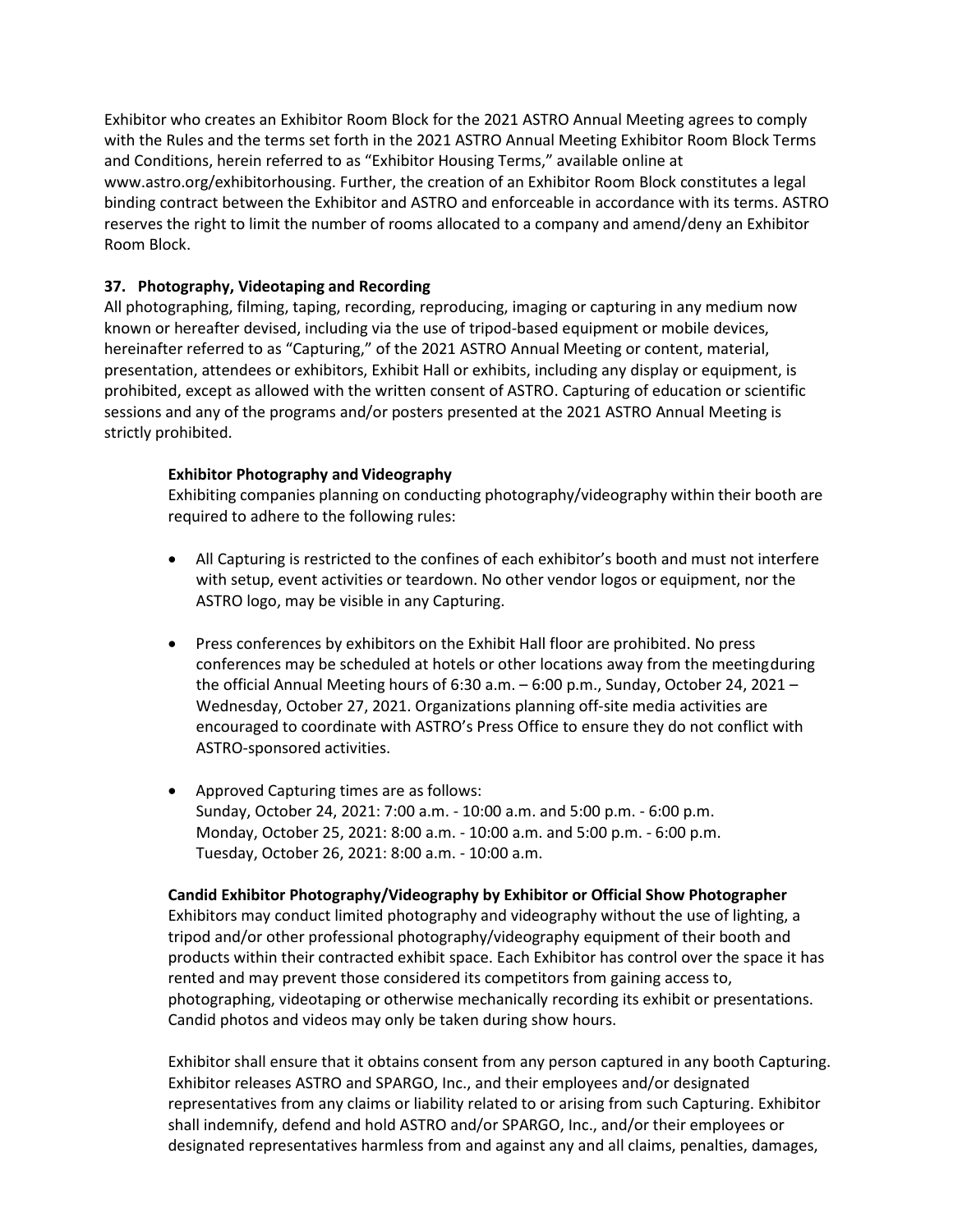Exhibitor who creates an Exhibitor Room Block for the 2021 ASTRO Annual Meeting agrees to comply with the Rules and the terms set forth in the 2021 ASTRO Annual Meeting Exhibitor Room Block Terms and Conditions, herein referred to as "Exhibitor Housing Terms," available online at www.astro.org/exhibitorhousing. Further, the creation of an Exhibitor Room Block constitutes a legal binding contract between the Exhibitor and ASTRO and enforceable in accordance with its terms. ASTRO reserves the right to limit the number of rooms allocated to a company and amend/deny an Exhibitor Room Block.

### 37. Photography, Videotaping and Recording

All photographing, filming, taping, recording, reproducing, imaging or capturing in any medium now known or hereafter devised, including via the use of tripod-based equipment or mobile devices, hereinafter referred to as "Capturing," of the 2021 ASTRO Annual Meeting or content, material, presentation, attendees or exhibitors, Exhibit Hall or exhibits, including any display or equipment, is prohibited, except as allowed with the written consent of ASTRO. Capturing of education or scientific sessions and any of the programs and/or posters presented at the 2021 ASTRO Annual Meeting is strictly prohibited.

**Exhibitor Photography and Videography**

Exhibiting companies planning on conducting photography/videography within their booth are required to adhere to the following rules:

- All Capturing is restricted to the confines of each exhibitor's booth and must not interfere with setup, event activities or teardown. No other vendor logos or equipment, nor the ASTRO logo, may be visible in any Capturing.

- Press conferences by exhibitors on the Exhibit Hall floor are prohibited. No press conferences may be scheduled at hotels or other locations away from the meeting during the official Annual Meeting hours of 6:30 a.m. – 6:00 p.m., Sunday, October 24, 2021 – Wednesday, October 27, 2021. Organizations planning off-site media activities are encouraged to coordinate with ASTRO's Press Office to ensure they do not conflict with ASTRO-sponsored activities.

- Approved Capturing times are as follows:
  Sunday, October 24, 2021: 7:00 a.m. - 10:00 a.m. and 5:00 p.m. - 6:00 p.m.
  Monday, October 25, 2021: 8:00 a.m. - 10:00 a.m. and 5:00 p.m. - 6:00 p.m.
  Tuesday, October 26, 2021: 8:00 a.m. - 10:00 a.m.

**Candid Exhibitor Photography/Videography by Exhibitor or Official Show Photographer**

Exhibitors may conduct limited photography and videography without the use of lighting, a tripod and/or other professional photography/videography equipment of their booth and products within their contracted exhibit space. Each Exhibitor has control over the space it has rented and may prevent those considered its competitors from gaining access to, photographing, videotaping or otherwise mechanically recording its exhibit or presentations. Candid photos and videos may only be taken during show hours.

Exhibitor shall ensure that it obtains consent from any person captured in any booth Capturing. Exhibitor releases ASTRO and SPARGO, Inc., and their employees and/or designated representatives from any claims or liability related to or arising from such Capturing. Exhibitor shall indemnify, defend and hold ASTRO and/or SPARGO, Inc., and/or their employees or designated representatives harmless from and against any and all claims, penalties, damages,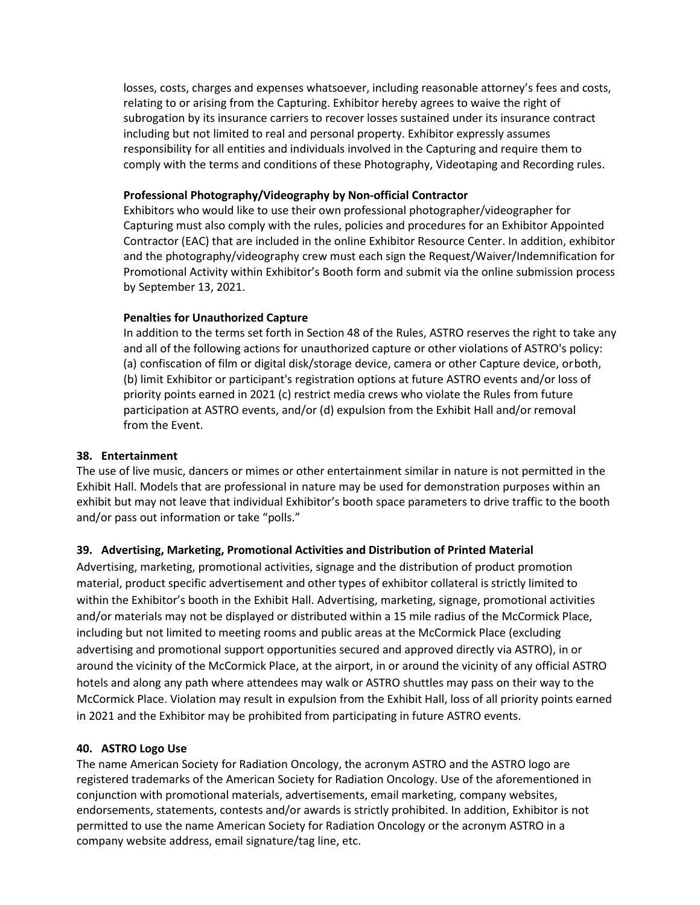losses, costs, charges and expenses whatsoever, including reasonable attorney's fees and costs, relating to or arising from the Capturing. Exhibitor hereby agrees to waive the right of subrogation by its insurance carriers to recover losses sustained under its insurance contract including but not limited to real and personal property. Exhibitor expressly assumes responsibility for all entities and individuals involved in the Capturing and require them to comply with the terms and conditions of these Photography, Videotaping and Recording rules.

**Professional Photography/Videography by Non-official Contractor**

Exhibitors who would like to use their own professional photographer/videographer for Capturing must also comply with the rules, policies and procedures for an Exhibitor Appointed Contractor (EAC) that are included in the online Exhibitor Resource Center. In addition, exhibitor and the photography/videography crew must each sign the Request/Waiver/Indemnification for Promotional Activity within Exhibitor's Booth form and submit via the online submission process by September 13, 2021.

**Penalties for Unauthorized Capture**

In addition to the terms set forth in Section 48 of the Rules, ASTRO reserves the right to take any and all of the following actions for unauthorized capture or other violations of ASTRO's policy: (a) confiscation of film or digital disk/storage device, camera or other Capture device, orboth, (b) limit Exhibitor or participant's registration options at future ASTRO events and/or loss of priority points earned in 2021 (c) restrict media crews who violate the Rules from future participation at ASTRO events, and/or (d) expulsion from the Exhibit Hall and/or removal from the Event.

### 38. Entertainment

The use of live music, dancers or mimes or other entertainment similar in nature is not permitted in the Exhibit Hall. Models that are professional in nature may be used for demonstration purposes within an exhibit but may not leave that individual Exhibitor's booth space parameters to drive traffic to the booth and/or pass out information or take "polls."

### 39. Advertising, Marketing, Promotional Activities and Distribution of Printed Material

Advertising, marketing, promotional activities, signage and the distribution of product promotion material, product specific advertisement and other types of exhibitor collateral is strictly limited to within the Exhibitor's booth in the Exhibit Hall. Advertising, marketing, signage, promotional activities and/or materials may not be displayed or distributed within a 15 mile radius of the McCormick Place, including but not limited to meeting rooms and public areas at the McCormick Place (excluding advertising and promotional support opportunities secured and approved directly via ASTRO), in or around the vicinity of the McCormick Place, at the airport, in or around the vicinity of any official ASTRO hotels and along any path where attendees may walk or ASTRO shuttles may pass on their way to the McCormick Place. Violation may result in expulsion from the Exhibit Hall, loss of all priority points earned in 2021 and the Exhibitor may be prohibited from participating in future ASTRO events.

### 40. ASTRO Logo Use

The name American Society for Radiation Oncology, the acronym ASTRO and the ASTRO logo are registered trademarks of the American Society for Radiation Oncology. Use of the aforementioned in conjunction with promotional materials, advertisements, email marketing, company websites, endorsements, statements, contests and/or awards is strictly prohibited. In addition, Exhibitor is not permitted to use the name American Society for Radiation Oncology or the acronym ASTRO in a company website address, email signature/tag line, etc.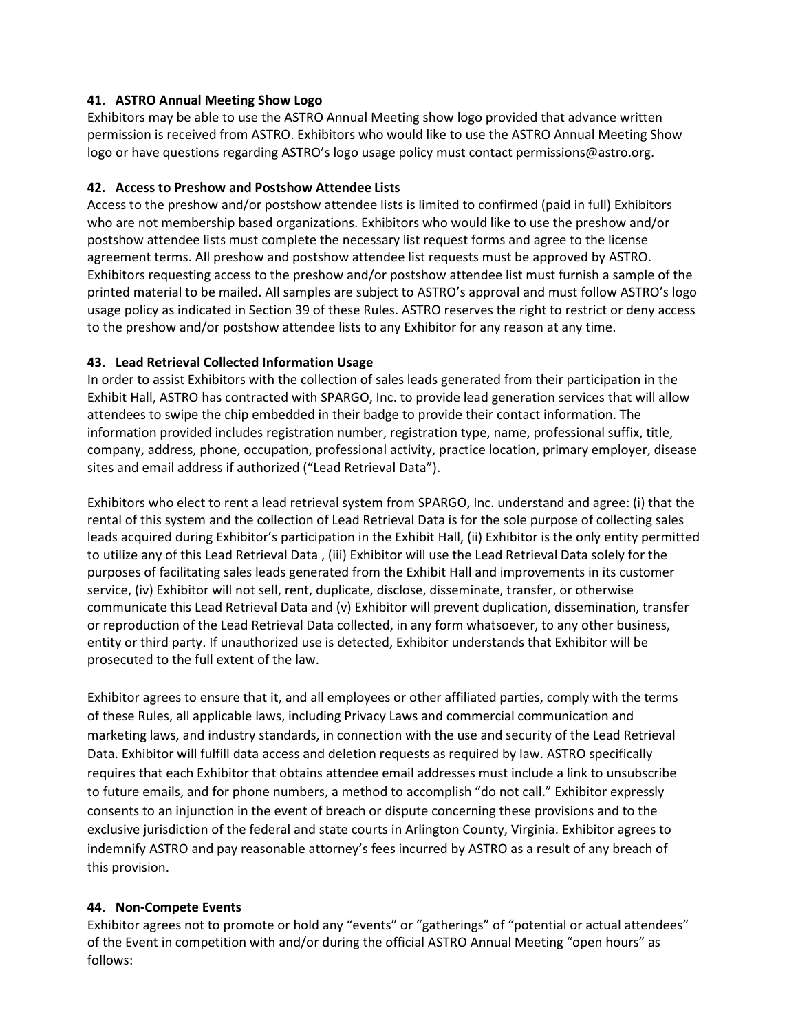### 41. ASTRO Annual Meeting Show Logo

Exhibitors may be able to use the ASTRO Annual Meeting show logo provided that advance written permission is received from ASTRO. Exhibitors who would like to use the ASTRO Annual Meeting Show logo or have questions regarding ASTRO's logo usage policy must contact permissions@astro.org.

### 42. Access to Preshow and Postshow Attendee Lists

Access to the preshow and/or postshow attendee lists is limited to confirmed (paid in full) Exhibitors who are not membership based organizations. Exhibitors who would like to use the preshow and/or postshow attendee lists must complete the necessary list request forms and agree to the license agreement terms. All preshow and postshow attendee list requests must be approved by ASTRO. Exhibitors requesting access to the preshow and/or postshow attendee list must furnish a sample of the printed material to be mailed. All samples are subject to ASTRO's approval and must follow ASTRO's logo usage policy as indicated in Section 39 of these Rules. ASTRO reserves the right to restrict or deny access to the preshow and/or postshow attendee lists to any Exhibitor for any reason at any time.

### 43. Lead Retrieval Collected Information Usage

In order to assist Exhibitors with the collection of sales leads generated from their participation in the Exhibit Hall, ASTRO has contracted with SPARGO, Inc. to provide lead generation services that will allow attendees to swipe the chip embedded in their badge to provide their contact information. The information provided includes registration number, registration type, name, professional suffix, title, company, address, phone, occupation, professional activity, practice location, primary employer, disease sites and email address if authorized ("Lead Retrieval Data").

Exhibitors who elect to rent a lead retrieval system from SPARGO, Inc. understand and agree: (i) that the rental of this system and the collection of Lead Retrieval Data is for the sole purpose of collecting sales leads acquired during Exhibitor's participation in the Exhibit Hall, (ii) Exhibitor is the only entity permitted to utilize any of this Lead Retrieval Data , (iii) Exhibitor will use the Lead Retrieval Data solely for the purposes of facilitating sales leads generated from the Exhibit Hall and improvements in its customer service, (iv) Exhibitor will not sell, rent, duplicate, disclose, disseminate, transfer, or otherwise communicate this Lead Retrieval Data and (v) Exhibitor will prevent duplication, dissemination, transfer or reproduction of the Lead Retrieval Data collected, in any form whatsoever, to any other business, entity or third party. If unauthorized use is detected, Exhibitor understands that Exhibitor will be prosecuted to the full extent of the law.

Exhibitor agrees to ensure that it, and all employees or other affiliated parties, comply with the terms of these Rules, all applicable laws, including Privacy Laws and commercial communication and marketing laws, and industry standards, in connection with the use and security of the Lead Retrieval Data. Exhibitor will fulfill data access and deletion requests as required by law. ASTRO specifically requires that each Exhibitor that obtains attendee email addresses must include a link to unsubscribe to future emails, and for phone numbers, a method to accomplish "do not call." Exhibitor expressly consents to an injunction in the event of breach or dispute concerning these provisions and to the exclusive jurisdiction of the federal and state courts in Arlington County, Virginia. Exhibitor agrees to indemnify ASTRO and pay reasonable attorney's fees incurred by ASTRO as a result of any breach of this provision.

### 44. Non-Compete Events

Exhibitor agrees not to promote or hold any "events" or "gatherings" of "potential or actual attendees" of the Event in competition with and/or during the official ASTRO Annual Meeting "open hours" as follows: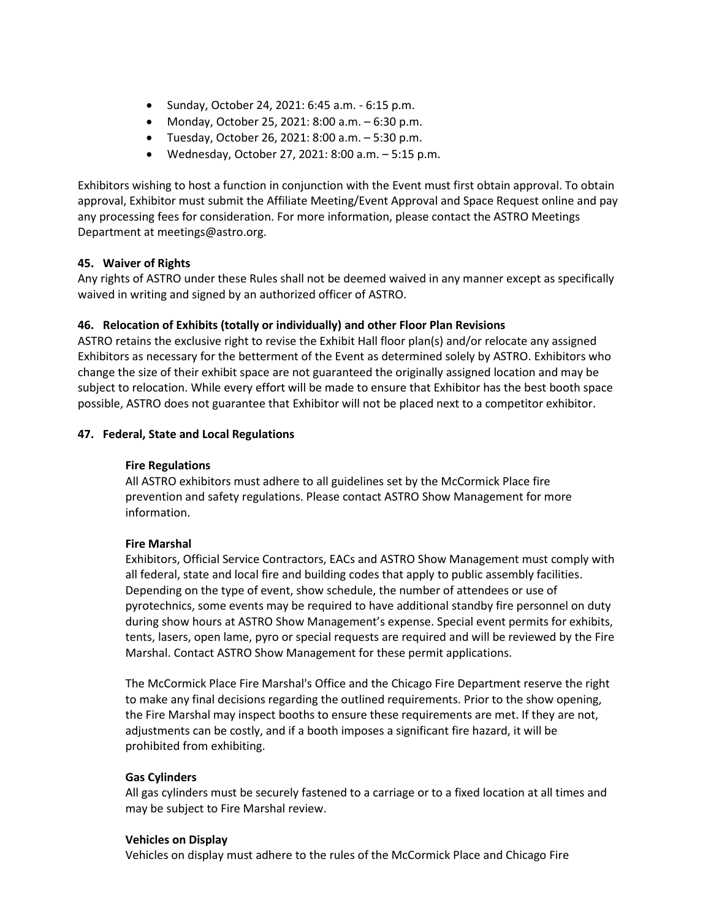- Sunday, October 24, 2021: 6:45 a.m. - 6:15 p.m.
- Monday, October 25, 2021: 8:00 a.m. – 6:30 p.m.
- Tuesday, October 26, 2021: 8:00 a.m. – 5:30 p.m.
- Wednesday, October 27, 2021: 8:00 a.m. – 5:15 p.m.

Exhibitors wishing to host a function in conjunction with the Event must first obtain approval. To obtain approval, Exhibitor must submit the Affiliate Meeting/Event Approval and Space Request online and pay any processing fees for consideration. For more information, please contact the ASTRO Meetings Department at meetings@astro.org.

**45. Waiver of Rights**

Any rights of ASTRO under these Rules shall not be deemed waived in any manner except as specifically waived in writing and signed by an authorized officer of ASTRO.

**46. Relocation of Exhibits (totally or individually) and other Floor Plan Revisions**

ASTRO retains the exclusive right to revise the Exhibit Hall floor plan(s) and/or relocate any assigned Exhibitors as necessary for the betterment of the Event as determined solely by ASTRO. Exhibitors who change the size of their exhibit space are not guaranteed the originally assigned location and may be subject to relocation. While every effort will be made to ensure that Exhibitor has the best booth space possible, ASTRO does not guarantee that Exhibitor will not be placed next to a competitor exhibitor.

**47. Federal, State and Local Regulations**

**Fire Regulations**

All ASTRO exhibitors must adhere to all guidelines set by the McCormick Place fire prevention and safety regulations. Please contact ASTRO Show Management for more information.

**Fire Marshal**

Exhibitors, Official Service Contractors, EACs and ASTRO Show Management must comply with all federal, state and local fire and building codes that apply to public assembly facilities. Depending on the type of event, show schedule, the number of attendees or use of pyrotechnics, some events may be required to have additional standby fire personnel on duty during show hours at ASTRO Show Management's expense. Special event permits for exhibits, tents, lasers, open lame, pyro or special requests are required and will be reviewed by the Fire Marshal. Contact ASTRO Show Management for these permit applications.

The McCormick Place Fire Marshal's Office and the Chicago Fire Department reserve the right to make any final decisions regarding the outlined requirements. Prior to the show opening, the Fire Marshal may inspect booths to ensure these requirements are met. If they are not, adjustments can be costly, and if a booth imposes a significant fire hazard, it will be prohibited from exhibiting.

**Gas Cylinders**

All gas cylinders must be securely fastened to a carriage or to a fixed location at all times and may be subject to Fire Marshal review.

**Vehicles on Display**

Vehicles on display must adhere to the rules of the McCormick Place and Chicago Fire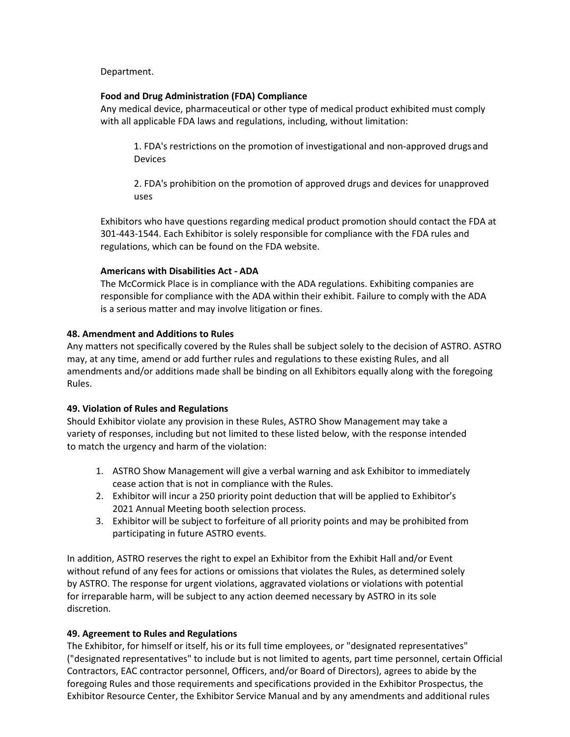Department.

**Food and Drug Administration (FDA) Compliance**

Any medical device, pharmaceutical or other type of medical product exhibited must comply with all applicable FDA laws and regulations, including, without limitation:

1. FDA's restrictions on the promotion of investigational and non-approved drugs and Devices

2. FDA's prohibition on the promotion of approved drugs and devices for unapproved uses

Exhibitors who have questions regarding medical product promotion should contact the FDA at 301-443-1544. Each Exhibitor is solely responsible for compliance with the FDA rules and regulations, which can be found on the FDA website.

**Americans with Disabilities Act - ADA**

The McCormick Place is in compliance with the ADA regulations. Exhibiting companies are responsible for compliance with the ADA within their exhibit. Failure to comply with the ADA is a serious matter and may involve litigation or fines.

**48. Amendment and Additions to Rules**

Any matters not specifically covered by the Rules shall be subject solely to the decision of ASTRO. ASTRO may, at any time, amend or add further rules and regulations to these existing Rules, and all amendments and/or additions made shall be binding on all Exhibitors equally along with the foregoing Rules.

**49. Violation of Rules and Regulations**

Should Exhibitor violate any provision in these Rules, ASTRO Show Management may take a variety of responses, including but not limited to these listed below, with the response intended to match the urgency and harm of the violation:

1. ASTRO Show Management will give a verbal warning and ask Exhibitor to immediately cease action that is not in compliance with the Rules.
2. Exhibitor will incur a 250 priority point deduction that will be applied to Exhibitor's 2021 Annual Meeting booth selection process.
3. Exhibitor will be subject to forfeiture of all priority points and may be prohibited from participating in future ASTRO events.

In addition, ASTRO reserves the right to expel an Exhibitor from the Exhibit Hall and/or Event without refund of any fees for actions or omissions that violates the Rules, as determined solely by ASTRO. The response for urgent violations, aggravated violations or violations with potential for irreparable harm, will be subject to any action deemed necessary by ASTRO in its sole discretion.

**49. Agreement to Rules and Regulations**

The Exhibitor, for himself or itself, his or its full time employees, or "designated representatives" ("designated representatives" to include but is not limited to agents, part time personnel, certain Official Contractors, EAC contractor personnel, Officers, and/or Board of Directors), agrees to abide by the foregoing Rules and those requirements and specifications provided in the Exhibitor Prospectus, the Exhibitor Resource Center, the Exhibitor Service Manual and by any amendments and additional rules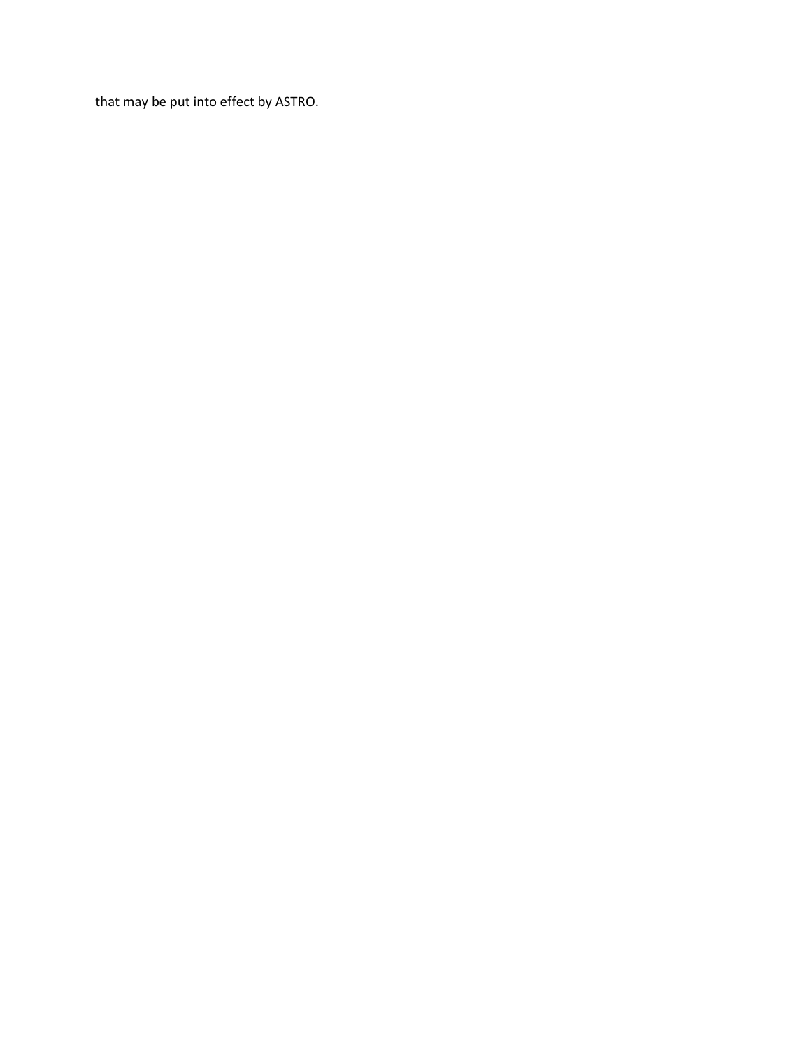that may be put into effect by ASTRO.